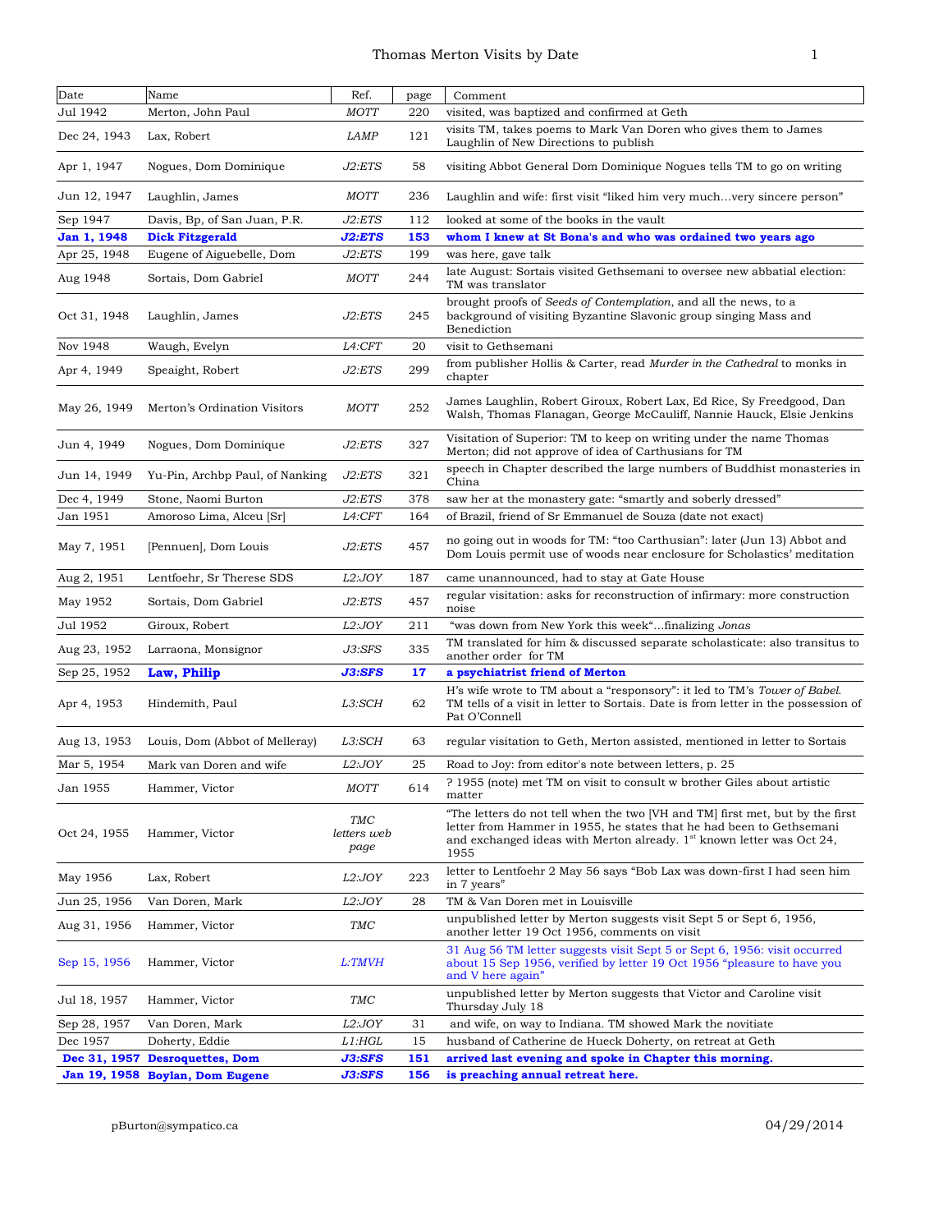# Thomas Merton Visits by Date

| Date | Name | Ref. | page | Comment |
|---|---|---|---|---|
| Jul 1942 | Merton, John Paul | *MOTT* | 220 | visited, was baptized and confirmed at Geth |
| Dec 24, 1943 | Lax, Robert | *LAMP* | 121 | visits TM, takes poems to Mark Van Doren who gives them to James Laughlin of New Directions to publish |
| Apr 1, 1947 | Nogues, Dom Dominique | *J2:ETS* | 58 | visiting Abbot General Dom Dominique Nogues tells TM to go on writing |
| Jun 12, 1947 | Laughlin, James | *MOTT* | 236 | Laughlin and wife: first visit "liked him very much…very sincere person" |
| Sep 1947 | Davis, Bp, of San Juan, P.R. | *J2:ETS* | 112 | looked at some of the books in the vault |
| **Jan 1, 1948** | **Dick Fitzgerald** | ***J2:ETS*** | **153** | **whom I knew at St Bona's and who was ordained two years ago** |
| Apr 25, 1948 | Eugene of Aiguebelle, Dom | *J2:ETS* | 199 | was here, gave talk |
| Aug 1948 | Sortais, Dom Gabriel | *MOTT* | 244 | late August: Sortais visited Gethsemani to oversee new abbatial election: TM was translator |
| Oct 31, 1948 | Laughlin, James | *J2:ETS* | 245 | brought proofs of *Seeds of Contemplation*, and all the news, to a background of visiting Byzantine Slavonic group singing Mass and Benediction |
| Nov 1948 | Waugh, Evelyn | *L4:CFT* | 20 | visit to Gethsemani |
| Apr 4, 1949 | Speaight, Robert | *J2:ETS* | 299 | from publisher Hollis & Carter, read *Murder in the Cathedral* to monks in chapter |
| May 26, 1949 | Merton's Ordination Visitors | *MOTT* | 252 | James Laughlin, Robert Giroux, Robert Lax, Ed Rice, Sy Freedgood, Dan Walsh, Thomas Flanagan, George McCauliff, Nannie Hauck, Elsie Jenkins |
| Jun 4, 1949 | Nogues, Dom Dominique | *J2:ETS* | 327 | Visitation of Superior: TM to keep on writing under the name Thomas Merton; did not approve of idea of Carthusians for TM |
| Jun 14, 1949 | Yu-Pin, Archbp Paul, of Nanking | *J2:ETS* | 321 | speech in Chapter described the large numbers of Buddhist monasteries in China |
| Dec 4, 1949 | Stone, Naomi Burton | *J2:ETS* | 378 | saw her at the monastery gate: "smartly and soberly dressed" |
| Jan 1951 | Amoroso Lima, Alceu [Sr] | *L4:CFT* | 164 | of Brazil, friend of Sr Emmanuel de Souza (date not exact) |
| May 7, 1951 | [Pennuen], Dom Louis | *J2:ETS* | 457 | no going out in woods for TM: "too Carthusian": later (Jun 13) Abbot and Dom Louis permit use of woods near enclosure for Scholastics' meditation |
| Aug 2, 1951 | Lentfoehr, Sr Therese SDS | *L2:JOY* | 187 | came unannounced, had to stay at Gate House |
| May 1952 | Sortais, Dom Gabriel | *J2:ETS* | 457 | regular visitation: asks for reconstruction of infirmary: more construction noise |
| Jul 1952 | Giroux, Robert | *L2:JOY* | 211 | "was down from New York this week"…finalizing *Jonas* |
| Aug 23, 1952 | Larraona, Monsignor | *J3:SFS* | 335 | TM translated for him & discussed separate scholasticate: also transitus to another order for TM |
| **Sep 25, 1952** | **Law, Philip** | ***J3:SFS*** | **17** | **a psychiatrist friend of Merton** |
| Apr 4, 1953 | Hindemith, Paul | *L3:SCH* | 62 | H's wife wrote to TM about a "responsory": it led to TM's *Tower of Babel*. TM tells of a visit in letter to Sortais. Date is from letter in the possession of Pat O'Connell |
| Aug 13, 1953 | Louis, Dom (Abbot of Melleray) | *L3:SCH* | 63 | regular visitation to Geth, Merton assisted, mentioned in letter to Sortais |
| Mar 5, 1954 | Mark van Doren and wife | *L2:JOY* | 25 | Road to Joy: from editor's note between letters, p. 25 |
| Jan 1955 | Hammer, Victor | *MOTT* | 614 | ? 1955 (note) met TM on visit to consult w brother Giles about artistic matter |
| Oct 24, 1955 | Hammer, Victor | *TMC letters web page* | | "The letters do not tell when the two [VH and TM] first met, but by the first letter from Hammer in 1955, he states that he had been to Gethsemani and exchanged ideas with Merton already. 1st known letter was Oct 24, 1955 |
| May 1956 | Lax, Robert | *L2:JOY* | 223 | letter to Lentfoehr 2 May 56 says "Bob Lax was down-first I had seen him in 7 years" |
| Jun 25, 1956 | Van Doren, Mark | *L2:JOY* | 28 | TM & Van Doren met in Louisville |
| Aug 31, 1956 | Hammer, Victor | *TMC* | | unpublished letter by Merton suggests visit Sept 5 or Sept 6, 1956, another letter 19 Oct 1956, comments on visit |
| Sep 15, 1956 | Hammer, Victor | *L:TMVH* | | 31 Aug 56 TM letter suggests visit Sept 5 or Sept 6, 1956: visit occurred about 15 Sep 1956, verified by letter 19 Oct 1956 "pleasure to have you and V here again" |
| Jul 18, 1957 | Hammer, Victor | *TMC* | | unpublished letter by Merton suggests that Victor and Caroline visit Thursday July 18 |
| Sep 28, 1957 | Van Doren, Mark | *L2:JOY* | 31 | and wife, on way to Indiana. TM showed Mark the novitiate |
| Dec 1957 | Doherty, Eddie | *L1:HGL* | 15 | husband of Catherine de Hueck Doherty, on retreat at Geth |
| **Dec 31, 1957** | **Desroquettes, Dom** | ***J3:SFS*** | **151** | **arrived last evening and spoke in Chapter this morning.** |
| **Jan 19, 1958** | **Boylan, Dom Eugene** | ***J3:SFS*** | **156** | **is preaching annual retreat here.** |

pBurton@sympatico.ca 04/29/2014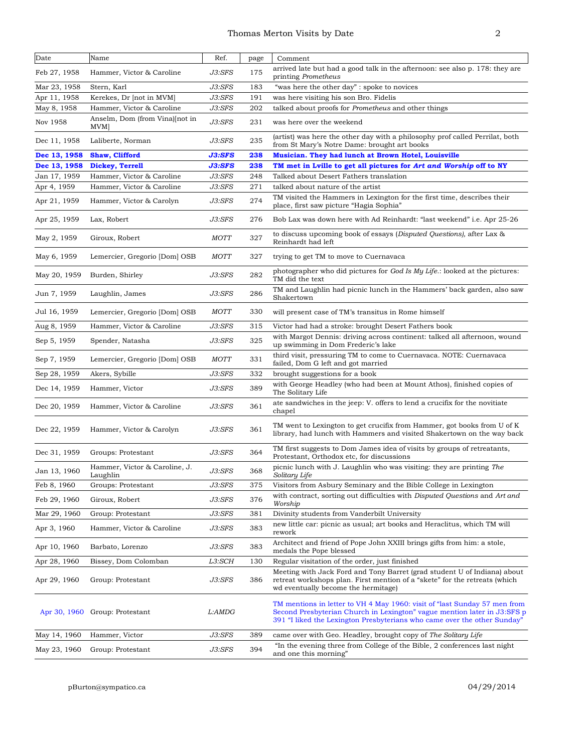| Date | Name | Ref. | page | Comment |
|---|---|---|---|---|
| Feb 27, 1958 | Hammer, Victor & Caroline | *J3:SFS* | 175 | arrived late but had a good talk in the afternoon: see also p. 178: they are printing *Prometheus* |
| Mar 23, 1958 | Stern, Karl | *J3:SFS* | 183 | "was here the other day" : spoke to novices |
| Apr 11, 1958 | Kerekes, Dr [not in MVM] | *J3:SFS* | 191 | was here visiting his son Bro. Fidelis |
| May 8, 1958 | Hammer, Victor & Caroline | *J3:SFS* | 202 | talked about proofs for *Prometheus* and other things |
| Nov 1958 | Anselm, Dom (from Vina)[not in MVM] | *J3:SFS* | 231 | was here over the weekend |
| Dec 11, 1958 | Laliberte, Norman | *J3:SFS* | 235 | (artist) was here the other day with a philosophy prof called Perrilat, both from St Mary's Notre Dame: brought art books |
| **Dec 13, 1958** | **Shaw, Clifford** | ***J3:SFS*** | **238** | **Musician. They had lunch at Brown Hotel, Louisville** |
| **Dec 13, 1958** | **Dickey, Terrell** | ***J3:SFS*** | **238** | **TM met in Lville to get all pictures for *Art and Worship* off to NY** |
| Jan 17, 1959 | Hammer, Victor & Caroline | *J3:SFS* | 248 | Talked about Desert Fathers translation |
| Apr 4, 1959 | Hammer, Victor & Caroline | *J3:SFS* | 271 | talked about nature of the artist |
| Apr 21, 1959 | Hammer, Victor & Carolyn | *J3:SFS* | 274 | TM visited the Hammers in Lexington for the first time, describes their place, first saw picture "Hagia Sophia" |
| Apr 25, 1959 | Lax, Robert | *J3:SFS* | 276 | Bob Lax was down here with Ad Reinhardt: "last weekend" i.e. Apr 25-26 |
| May 2, 1959 | Giroux, Robert | *MOTT* | 327 | to discuss upcoming book of essays (*Disputed Questions),* after Lax & Reinhardt had left |
| May 6, 1959 | Lemercier, Gregorio [Dom] OSB | *MOTT* | 327 | trying to get TM to move to Cuernavaca |
| May 20, 1959 | Burden, Shirley | *J3:SFS* | 282 | photographer who did pictures for *God Is My Life*.: looked at the pictures: TM did the text |
| Jun 7, 1959 | Laughlin, James | *J3:SFS* | 286 | TM and Laughlin had picnic lunch in the Hammers' back garden, also saw Shakertown |
| Jul 16, 1959 | Lemercier, Gregorio [Dom] OSB | *MOTT* | 330 | will present case of TM's transitus in Rome himself |
| Aug 8, 1959 | Hammer, Victor & Caroline | *J3:SFS* | 315 | Victor had had a stroke: brought Desert Fathers book |
| Sep 5, 1959 | Spender, Natasha | *J3:SFS* | 325 | with Margot Dennis: driving across continent: talked all afternoon, wound up swimming in Dom Frederic's lake |
| Sep 7, 1959 | Lemercier, Gregorio [Dom] OSB | *MOTT* | 331 | third visit, pressuring TM to come to Cuernavaca. NOTE: Cuernavaca failed, Dom G left and got married |
| Sep 28, 1959 | Akers, Sybille | *J3:SFS* | 332 | brought suggestions for a book |
| Dec 14, 1959 | Hammer, Victor | *J3:SFS* | 389 | with George Headley (who had been at Mount Athos), finished copies of The Solitary Life |
| Dec 20, 1959 | Hammer, Victor & Caroline | *J3:SFS* | 361 | ate sandwiches in the jeep: V. offers to lend a crucifix for the novitiate chapel |
| Dec 22, 1959 | Hammer, Victor & Carolyn | *J3:SFS* | 361 | TM went to Lexington to get crucifix from Hammer, got books from U of K library, had lunch with Hammers and visited Shakertown on the way back |
| Dec 31, 1959 | Groups: Protestant | *J3:SFS* | 364 | TM first suggests to Dom James idea of visits by groups of retreatants, Protestant, Orthodox etc, for discussions |
| Jan 13, 1960 | Hammer, Victor & Caroline, J. Laughlin | *J3:SFS* | 368 | picnic lunch with J. Laughlin who was visiting: they are printing *The Solitary Life* |
| Feb 8, 1960 | Groups: Protestant | *J3:SFS* | 375 | Visitors from Asbury Seminary and the Bible College in Lexington |
| Feb 29, 1960 | Giroux, Robert | *J3:SFS* | 376 | with contract, sorting out difficulties with *Disputed Questions* and *Art and Worship* |
| Mar 29, 1960 | Group: Protestant | *J3:SFS* | 381 | Divinity students from Vanderbilt University |
| Apr 3, 1960 | Hammer, Victor & Caroline | *J3:SFS* | 383 | new little car: picnic as usual; art books and Heraclitus, which TM will rework |
| Apr 10, 1960 | Barbato, Lorenzo | *J3:SFS* | 383 | Architect and friend of Pope John XXIII brings gifts from him: a stole, medals the Pope blessed |
| Apr 28, 1960 | Bissey, Dom Colomban | *L3:SCH* | 130 | Regular visitation of the order, just finished |
| Apr 29, 1960 | Group: Protestant | *J3:SFS* | 386 | Meeting with Jack Ford and Tony Barret (grad student U of Indiana) about retreat workshops plan. First mention of a "skete" for the retreats (which wd eventually become the hermitage) |
| Apr 30, 1960 | Group: Protestant | *L:AMDG* | | TM mentions in letter to VH 4 May 1960: visit of "last Sunday 57 men from Second Presbyterian Church in Lexington" vague mention later in J3:SFS p 391 "I liked the Lexington Presbyterians who came over the other Sunday" |
| May 14, 1960 | Hammer, Victor | *J3:SFS* | 389 | came over with Geo. Headley, brought copy of *The Solitary Life* |
| May 23, 1960 | Group: Protestant | *J3:SFS* | 394 | "In the evening three from College of the Bible, 2 conferences last night and one this morning" |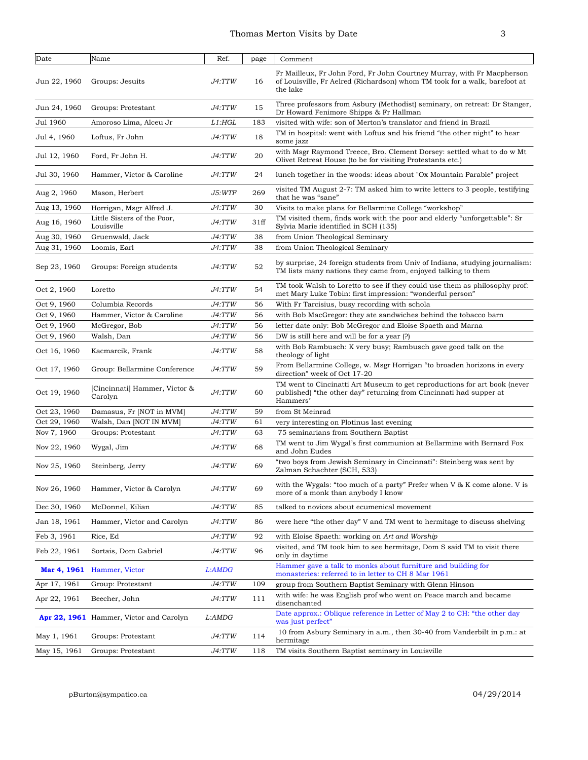| Date | Name | Ref. | page | Comment |
|---|---|---|---|---|
| Jun 22, 1960 | Groups: Jesuits | *J4:TTW* | 16 | Fr Mailleux, Fr John Ford, Fr John Courtney Murray, with Fr Macpherson of Louisville, Fr Aelred (Richardson) whom TM took for a walk, barefoot at the lake |
| Jun 24, 1960 | Groups: Protestant | *J4:TTW* | 15 | Three professors from Asbury (Methodist) seminary, on retreat: Dr Stanger, Dr Howard Fenimore Shipps & Fr Hallman |
| Jul 1960 | Amoroso Lima, Alceu Jr | *L1:HGL* | 183 | visited with wife: son of Merton's translator and friend in Brazil |
| Jul 4, 1960 | Loftus, Fr John | *J4:TTW* | 18 | TM in hospital: went with Loftus and his friend "the other night" to hear some jazz |
| Jul 12, 1960 | Ford, Fr John H. | *J4:TTW* | 20 | with Msgr Raymond Treece, Bro. Clement Dorsey: settled what to do w Mt Olivet Retreat House (to be for visiting Protestants etc.) |
| Jul 30, 1960 | Hammer, Victor & Caroline | *J4:TTW* | 24 | lunch together in the woods: ideas about "Ox Mountain Parable" project |
| Aug 2, 1960 | Mason, Herbert | *J5:WTF* | 269 | visited TM August 2-7: TM asked him to write letters to 3 people, testifying that he was "sane" |
| Aug 13, 1960 | Horrigan, Msgr Alfred J. | *J4:TTW* | 30 | Visits to make plans for Bellarmine College "workshop" |
| Aug 16, 1960 | Little Sisters of the Poor, Louisville | *J4:TTW* | 31ff | TM visited them, finds work with the poor and elderly "unforgettable": Sr Sylvia Marie identified in SCH (135) |
| Aug 30, 1960 | Gruenwald, Jack | *J4:TTW* | 38 | from Union Theological Seminary |
| Aug 31, 1960 | Loomis, Earl | *J4:TTW* | 38 | from Union Theological Seminary |
| Sep 23, 1960 | Groups: Foreign students | *J4:TTW* | 52 | by surprise, 24 foreign students from Univ of Indiana, studying journalism: TM lists many nations they came from, enjoyed talking to them |
| Oct 2, 1960 | Loretto | *J4:TTW* | 54 | TM took Walsh to Loretto to see if they could use them as philosophy prof: met Mary Luke Tobin: first impression: "wonderful person" |
| Oct 9, 1960 | Columbia Records | *J4:TTW* | 56 | With Fr Tarcisius, busy recording with schola |
| Oct 9, 1960 | Hammer, Victor & Caroline | *J4:TTW* | 56 | with Bob MacGregor: they ate sandwiches behind the tobacco barn |
| Oct 9, 1960 | McGregor, Bob | *J4:TTW* | 56 | letter date only: Bob McGregor and Eloise Spaeth and Marna |
| Oct 9, 1960 | Walsh, Dan | *J4:TTW* | 56 | DW is still here and will be for a year (?) |
| Oct 16, 1960 | Kacmarcik, Frank | *J4:TTW* | 58 | with Bob Rambusch: K very busy; Rambusch gave good talk on the theology of light |
| Oct 17, 1960 | Group: Bellarmine Conference | *J4:TTW* | 59 | From Bellarmine College, w. Msgr Horrigan "to broaden horizons in every direction" week of Oct 17-20 |
| Oct 19, 1960 | [Cincinnati] Hammer, Victor & Carolyn | *J4:TTW* | 60 | TM went to Cincinatti Art Museum to get reproductions for art book (never published) "the other day" returning from Cincinnati had supper at Hammers' |
| Oct 23, 1960 | Damasus, Fr [NOT in MVM] | *J4:TTW* | 59 | from St Meinrad |
| Oct 29, 1960 | Walsh, Dan [NOT IN MVM] | *J4:TTW* | 61 | very interesting on Plotinus last evening |
| Nov 7, 1960 | Groups: Protestant | *J4:TTW* | 63 | 75 seminarians from Southern Baptist |
| Nov 22, 1960 | Wygal, Jim | *J4:TTW* | 68 | TM went to Jim Wygal's first communion at Bellarmine with Bernard Fox and John Eudes |
| Nov 25, 1960 | Steinberg, Jerry | *J4:TTW* | 69 | "two boys from Jewish Seminary in Cincinnati": Steinberg was sent by Zalman Schachter (SCH, 533) |
| Nov 26, 1960 | Hammer, Victor & Carolyn | *J4:TTW* | 69 | with the Wygals: "too much of a party" Prefer when V & K come alone. V is more of a monk than anybody I know |
| Dec 30, 1960 | McDonnel, Kilian | *J4:TTW* | 85 | talked to novices about ecumenical movement |
| Jan 18, 1961 | Hammer, Victor and Carolyn | *J4:TTW* | 86 | were here "the other day" V and TM went to hermitage to discuss shelving |
| Feb 3, 1961 | Rice, Ed | *J4:TTW* | 92 | with Eloise Spaeth: working on *Art and Worship* |
| Feb 22, 1961 | Sortais, Dom Gabriel | *J4:TTW* | 96 | visited, and TM took him to see hermitage, Dom S said TM to visit there only in daytime |
| **Mar 4, 1961** | Hammer, Victor | *L:AMDG* | | Hammer gave a talk to monks about furniture and building for monasteries: referred to in letter to CH 8 Mar 1961 |
| Apr 17, 1961 | Group: Protestant | *J4:TTW* | 109 | group from Southern Baptist Seminary with Glenn Hinson |
| Apr 22, 1961 | Beecher, John | *J4:TTW* | 111 | with wife: he was English prof who went on Peace march and became disenchanted |
| **Apr 22, 1961** | Hammer, Victor and Carolyn | *L:AMDG* | | Date approx.: Oblique reference in Letter of May 2 to CH: "the other day was just perfect" |
| May 1, 1961 | Groups: Protestant | *J4:TTW* | 114 | 10 from Asbury Seminary in a.m., then 30-40 from Vanderbilt in p.m.: at hermitage |
| May 15, 1961 | Groups: Protestant | *J4:TTW* | 118 | TM visits Southern Baptist seminary in Louisville |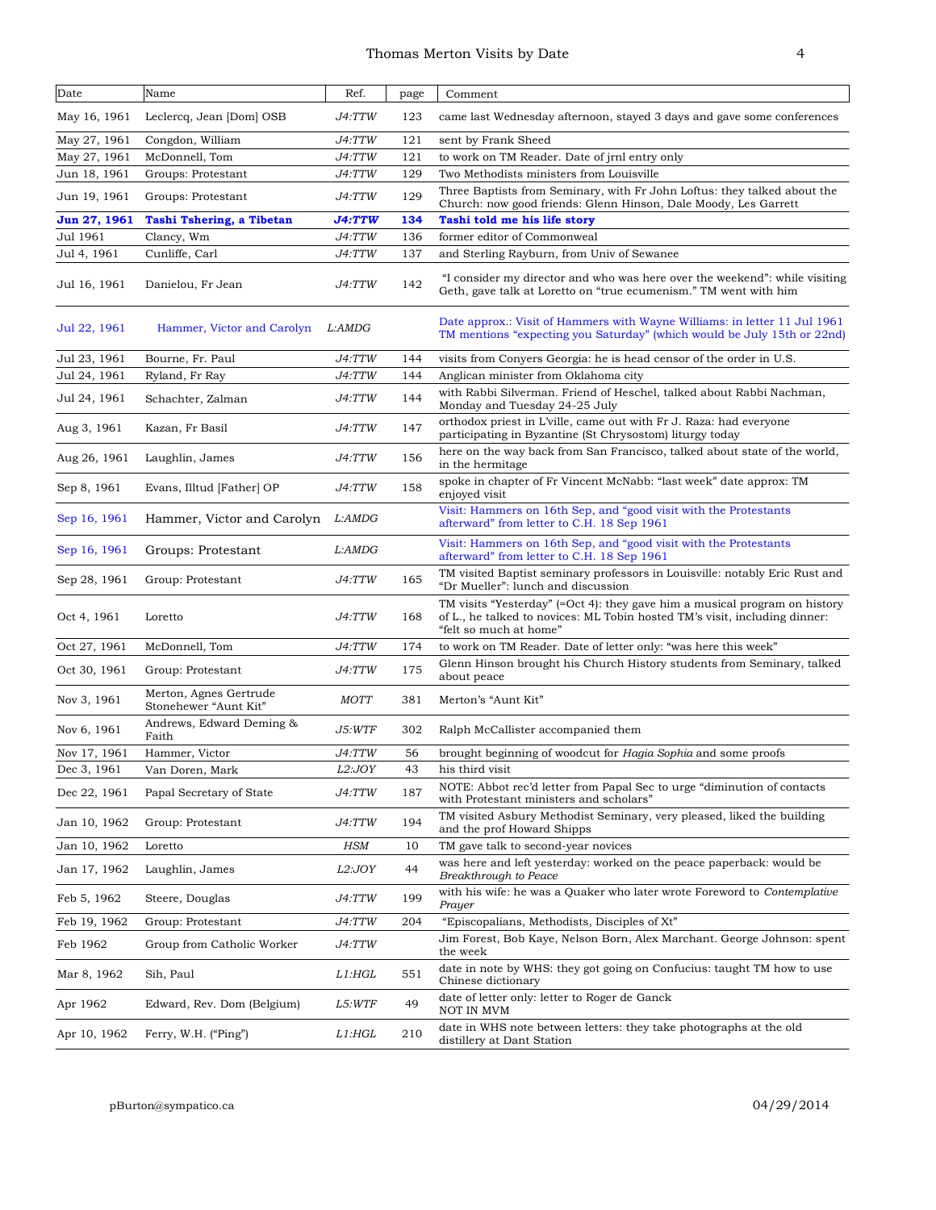| Date | Name | Ref. | page | Comment |
|---|---|---|---|---|
| May 16, 1961 | Leclercq, Jean [Dom] OSB | *J4:TTW* | 123 | came last Wednesday afternoon, stayed 3 days and gave some conferences |
| May 27, 1961 | Congdon, William | *J4:TTW* | 121 | sent by Frank Sheed |
| May 27, 1961 | McDonnell, Tom | *J4:TTW* | 121 | to work on TM Reader. Date of jrnl entry only |
| Jun 18, 1961 | Groups: Protestant | *J4:TTW* | 129 | Two Methodists ministers from Louisville |
| Jun 19, 1961 | Groups: Protestant | *J4:TTW* | 129 | Three Baptists from Seminary, with Fr John Loftus: they talked about the Church: now good friends: Glenn Hinson, Dale Moody, Les Garrett |
| **Jun 27, 1961** | **Tashi Tshering, a Tibetan** | ***J4:TTW*** | **134** | **Tashi told me his life story** |
| Jul 1961 | Clancy, Wm | *J4:TTW* | 136 | former editor of Commonweal |
| Jul 4, 1961 | Cunliffe, Carl | *J4:TTW* | 137 | and Sterling Rayburn, from Univ of Sewanee |
| Jul 16, 1961 | Danielou, Fr Jean | *J4:TTW* | 142 | "I consider my director and who was here over the weekend": while visiting Geth, gave talk at Loretto on "true ecumenism." TM went with him |
| Jul 22, 1961 | Hammer, Victor and Carolyn | *L:AMDG* | | Date approx.: Visit of Hammers with Wayne Williams: in letter 11 Jul 1961 TM mentions "expecting you Saturday" (which would be July 15th or 22nd) |
| Jul 23, 1961 | Bourne, Fr. Paul | *J4:TTW* | 144 | visits from Conyers Georgia: he is head censor of the order in U.S. |
| Jul 24, 1961 | Ryland, Fr Ray | *J4:TTW* | 144 | Anglican minister from Oklahoma city |
| Jul 24, 1961 | Schachter, Zalman | *J4:TTW* | 144 | with Rabbi Silverman. Friend of Heschel, talked about Rabbi Nachman, Monday and Tuesday 24-25 July |
| Aug 3, 1961 | Kazan, Fr Basil | *J4:TTW* | 147 | orthodox priest in L'ville, came out with Fr J. Raza: had everyone participating in Byzantine (St Chrysostom) liturgy today |
| Aug 26, 1961 | Laughlin, James | *J4:TTW* | 156 | here on the way back from San Francisco, talked about state of the world, in the hermitage |
| Sep 8, 1961 | Evans, Illtud [Father] OP | *J4:TTW* | 158 | spoke in chapter of Fr Vincent McNabb: "last week" date approx: TM enjoyed visit |
| Sep 16, 1961 | Hammer, Victor and Carolyn | *L:AMDG* | | Visit: Hammers on 16th Sep, and "good visit with the Protestants afterward" from letter to C.H. 18 Sep 1961 |
| Sep 16, 1961 | Groups: Protestant | *L:AMDG* | | Visit: Hammers on 16th Sep, and "good visit with the Protestants afterward" from letter to C.H. 18 Sep 1961 |
| Sep 28, 1961 | Group: Protestant | *J4:TTW* | 165 | TM visited Baptist seminary professors in Louisville: notably Eric Rust and "Dr Mueller": lunch and discussion |
| Oct 4, 1961 | Loretto | *J4:TTW* | 168 | TM visits "Yesterday" (=Oct 4): they gave him a musical program on history of L., he talked to novices: ML Tobin hosted TM's visit, including dinner: "felt so much at home" |
| Oct 27, 1961 | McDonnell, Tom | *J4:TTW* | 174 | to work on TM Reader. Date of letter only: "was here this week" |
| Oct 30, 1961 | Group: Protestant | *J4:TTW* | 175 | Glenn Hinson brought his Church History students from Seminary, talked about peace |
| Nov 3, 1961 | Merton, Agnes Gertrude Stonehewer "Aunt Kit" | *MOTT* | 381 | Merton's "Aunt Kit" |
| Nov 6, 1961 | Andrews, Edward Deming & Faith | *J5:WTF* | 302 | Ralph McCallister accompanied them |
| Nov 17, 1961 | Hammer, Victor | *J4:TTW* | 56 | brought beginning of woodcut for *Hagia Sophia* and some proofs |
| Dec 3, 1961 | Van Doren, Mark | *L2:JOY* | 43 | his third visit |
| Dec 22, 1961 | Papal Secretary of State | *J4:TTW* | 187 | NOTE: Abbot rec'd letter from Papal Sec to urge "diminution of contacts with Protestant ministers and scholars" |
| Jan 10, 1962 | Group: Protestant | *J4:TTW* | 194 | TM visited Asbury Methodist Seminary, very pleased, liked the building and the prof Howard Shipps |
| Jan 10, 1962 | Loretto | *HSM* | 10 | TM gave talk to second-year novices |
| Jan 17, 1962 | Laughlin, James | *L2:JOY* | 44 | was here and left yesterday: worked on the peace paperback: would be *Breakthrough to Peace* |
| Feb 5, 1962 | Steere, Douglas | *J4:TTW* | 199 | with his wife: he was a Quaker who later wrote Foreword to *Contemplative Prayer* |
| Feb 19, 1962 | Group: Protestant | *J4:TTW* | 204 | "Episcopalians, Methodists, Disciples of Xt" |
| Feb 1962 | Group from Catholic Worker | *J4:TTW* | | Jim Forest, Bob Kaye, Nelson Born, Alex Marchant. George Johnson: spent the week |
| Mar 8, 1962 | Sih, Paul | *L1:HGL* | 551 | date in note by WHS: they got going on Confucius: taught TM how to use Chinese dictionary |
| Apr 1962 | Edward, Rev. Dom (Belgium) | *L5:WTF* | 49 | date of letter only: letter to Roger de Ganck NOT IN MVM |
| Apr 10, 1962 | Ferry, W.H. ("Ping") | *L1:HGL* | 210 | date in WHS note between letters: they take photographs at the old distillery at Dant Station |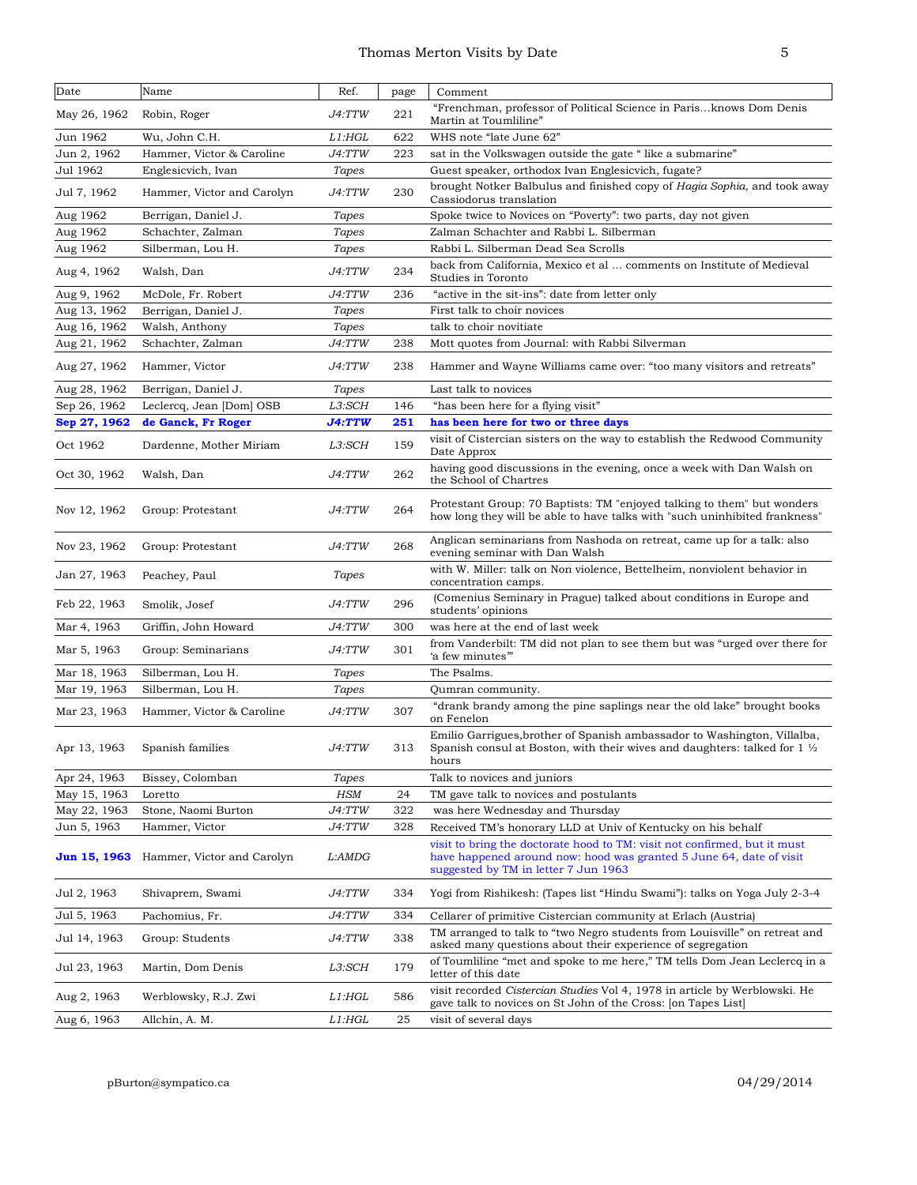| Date | Name | Ref. | page | Comment |
|---|---|---|---|---|
| May 26, 1962 | Robin, Roger | *J4:TTW* | 221 | "Frenchman, professor of Political Science in Paris…knows Dom Denis Martin at Toumliline" |
| Jun 1962 | Wu, John C.H. | *L1:HGL* | 622 | WHS note "late June 62" |
| Jun 2, 1962 | Hammer, Victor & Caroline | *J4:TTW* | 223 | sat in the Volkswagen outside the gate " like a submarine" |
| Jul 1962 | Englesicvich, Ivan | *Tapes* | | Guest speaker, orthodox Ivan Englesicvich, fugate? |
| Jul 7, 1962 | Hammer, Victor and Carolyn | *J4:TTW* | 230 | brought Notker Balbulus and finished copy of *Hagia Sophia*, and took away Cassiodorus translation |
| Aug 1962 | Berrigan, Daniel J. | *Tapes* | | Spoke twice to Novices on "Poverty": two parts, day not given |
| Aug 1962 | Schachter, Zalman | *Tapes* | | Zalman Schachter and Rabbi L. Silberman |
| Aug 1962 | Silberman, Lou H. | *Tapes* | | Rabbi L. Silberman Dead Sea Scrolls |
| Aug 4, 1962 | Walsh, Dan | *J4:TTW* | 234 | back from California, Mexico et al … comments on Institute of Medieval Studies in Toronto |
| Aug 9, 1962 | McDole, Fr. Robert | *J4:TTW* | 236 | "active in the sit-ins": date from letter only |
| Aug 13, 1962 | Berrigan, Daniel J. | *Tapes* | | First talk to choir novices |
| Aug 16, 1962 | Walsh, Anthony | *Tapes* | | talk to choir novitiate |
| Aug 21, 1962 | Schachter, Zalman | *J4:TTW* | 238 | Mott quotes from Journal: with Rabbi Silverman |
| Aug 27, 1962 | Hammer, Victor | *J4:TTW* | 238 | Hammer and Wayne Williams came over: "too many visitors and retreats" |
| Aug 28, 1962 | Berrigan, Daniel J. | *Tapes* | | Last talk to novices |
| Sep 26, 1962 | Leclercq, Jean [Dom] OSB | *L3:SCH* | 146 | "has been here for a flying visit" |
| **Sep 27, 1962** | **de Ganck, Fr Roger** | ***J4:TTW*** | **251** | **has been here for two or three days** |
| Oct 1962 | Dardenne, Mother Miriam | *L3:SCH* | 159 | visit of Cistercian sisters on the way to establish the Redwood Community Date Approx |
| Oct 30, 1962 | Walsh, Dan | *J4:TTW* | 262 | having good discussions in the evening, once a week with Dan Walsh on the School of Chartres |
| Nov 12, 1962 | Group: Protestant | *J4:TTW* | 264 | Protestant Group: 70 Baptists: TM "enjoyed talking to them" but wonders how long they will be able to have talks with "such uninhibited frankness" |
| Nov 23, 1962 | Group: Protestant | *J4:TTW* | 268 | Anglican seminarians from Nashoda on retreat, came up for a talk: also evening seminar with Dan Walsh |
| Jan 27, 1963 | Peachey, Paul | *Tapes* | | with W. Miller: talk on Non violence, Bettelheim, nonviolent behavior in concentration camps. |
| Feb 22, 1963 | Smolik, Josef | *J4:TTW* | 296 | (Comenius Seminary in Prague) talked about conditions in Europe and students' opinions |
| Mar 4, 1963 | Griffin, John Howard | *J4:TTW* | 300 | was here at the end of last week |
| Mar 5, 1963 | Group: Seminarians | *J4:TTW* | 301 | from Vanderbilt: TM did not plan to see them but was "urged over there for 'a few minutes'" |
| Mar 18, 1963 | Silberman, Lou H. | *Tapes* | | The Psalms. |
| Mar 19, 1963 | Silberman, Lou H. | *Tapes* | | Qumran community. |
| Mar 23, 1963 | Hammer, Victor & Caroline | *J4:TTW* | 307 | "drank brandy among the pine saplings near the old lake" brought books on Fenelon |
| Apr 13, 1963 | Spanish families | *J4:TTW* | 313 | Emilio Garrigues,brother of Spanish ambassador to Washington, Villalba, Spanish consul at Boston, with their wives and daughters: talked for 1 ½ hours |
| Apr 24, 1963 | Bissey, Colomban | *Tapes* | | Talk to novices and juniors |
| May 15, 1963 | Loretto | *HSM* | 24 | TM gave talk to novices and postulants |
| May 22, 1963 | Stone, Naomi Burton | *J4:TTW* | 322 | was here Wednesday and Thursday |
| Jun 5, 1963 | Hammer, Victor | *J4:TTW* | 328 | Received TM's honorary LLD at Univ of Kentucky on his behalf |
| **Jun 15, 1963** | Hammer, Victor and Carolyn | *L:AMDG* | | visit to bring the doctorate hood to TM: visit not confirmed, but it must have happened around now: hood was granted 5 June 64, date of visit suggested by TM in letter 7 Jun 1963 |
| Jul 2, 1963 | Shivaprem, Swami | *J4:TTW* | 334 | Yogi from Rishikesh: (Tapes list "Hindu Swami"): talks on Yoga July 2-3-4 |
| Jul 5, 1963 | Pachomius, Fr. | *J4:TTW* | 334 | Cellarer of primitive Cistercian community at Erlach (Austria) |
| Jul 14, 1963 | Group: Students | *J4:TTW* | 338 | TM arranged to talk to "two Negro students from Louisville" on retreat and asked many questions about their experience of segregation |
| Jul 23, 1963 | Martin, Dom Denis | *L3:SCH* | 179 | of Toumliline "met and spoke to me here," TM tells Dom Jean Leclercq in a letter of this date |
| Aug 2, 1963 | Werblowsky, R.J. Zwi | *L1:HGL* | 586 | visit recorded *Cistercian Studies* Vol 4, 1978 in article by Werblowski. He gave talk to novices on St John of the Cross: [on Tapes List] |
| Aug 6, 1963 | Allchin, A. M. | *L1:HGL* | 25 | visit of several days |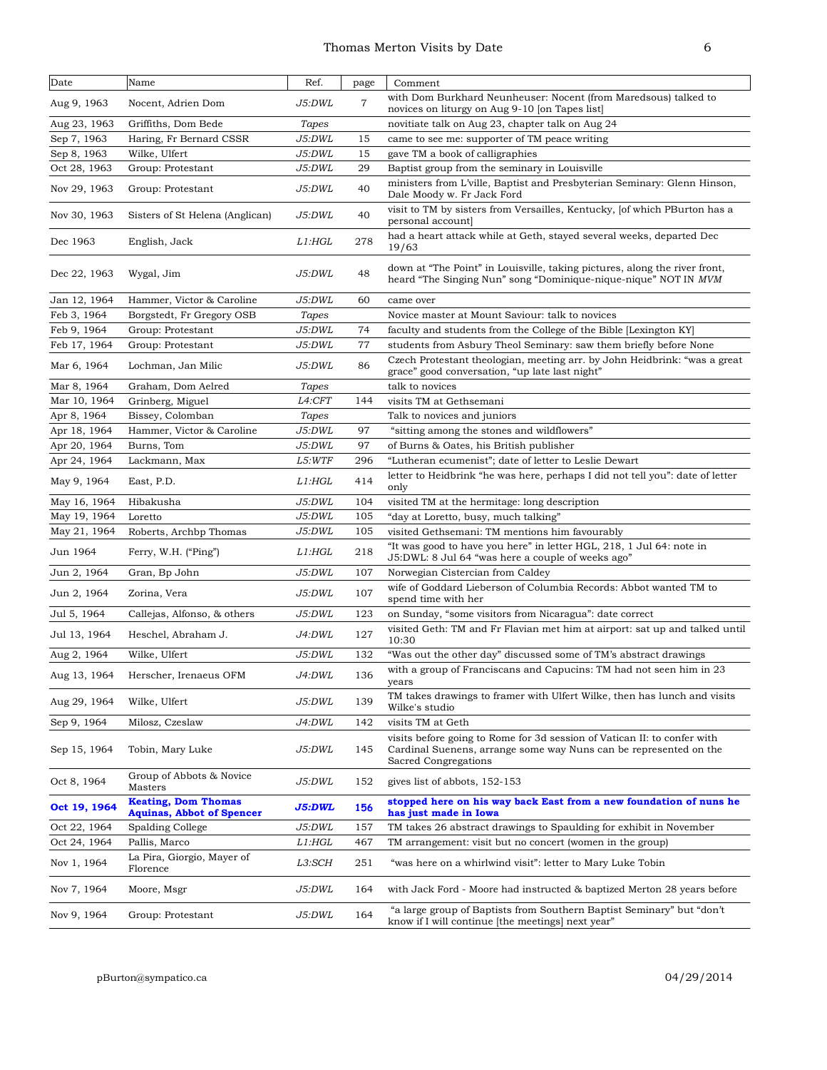| Date | Name | Ref. | page | Comment |
|---|---|---|---|---|
| Aug 9, 1963 | Nocent, Adrien Dom | *J5:DWL* | 7 | with Dom Burkhard Neunheuser: Nocent (from Maredsous) talked to novices on liturgy on Aug 9-10 [on Tapes list] |
| Aug 23, 1963 | Griffiths, Dom Bede | *Tapes* | | novitiate talk on Aug 23, chapter talk on Aug 24 |
| Sep 7, 1963 | Haring, Fr Bernard CSSR | *J5:DWL* | 15 | came to see me: supporter of TM peace writing |
| Sep 8, 1963 | Wilke, Ulfert | *J5:DWL* | 15 | gave TM a book of calligraphies |
| Oct 28, 1963 | Group: Protestant | *J5:DWL* | 29 | Baptist group from the seminary in Louisville |
| Nov 29, 1963 | Group: Protestant | *J5:DWL* | 40 | ministers from L'ville, Baptist and Presbyterian Seminary: Glenn Hinson, Dale Moody w. Fr Jack Ford |
| Nov 30, 1963 | Sisters of St Helena (Anglican) | *J5:DWL* | 40 | visit to TM by sisters from Versailles, Kentucky, [of which PBurton has a personal account] |
| Dec 1963 | English, Jack | *L1:HGL* | 278 | had a heart attack while at Geth, stayed several weeks, departed Dec 19/63 |
| Dec 22, 1963 | Wygal, Jim | *J5:DWL* | 48 | down at "The Point" in Louisville, taking pictures, along the river front, heard "The Singing Nun" song "Dominique-nique-nique" NOT IN *MVM* |
| Jan 12, 1964 | Hammer, Victor & Caroline | *J5:DWL* | 60 | came over |
| Feb 3, 1964 | Borgstedt, Fr Gregory OSB | *Tapes* | | Novice master at Mount Saviour: talk to novices |
| Feb 9, 1964 | Group: Protestant | *J5:DWL* | 74 | faculty and students from the College of the Bible [Lexington KY] |
| Feb 17, 1964 | Group: Protestant | *J5:DWL* | 77 | students from Asbury Theol Seminary: saw them briefly before None |
| Mar 6, 1964 | Lochman, Jan Milic | *J5:DWL* | 86 | Czech Protestant theologian, meeting arr. by John Heidbrink: "was a great grace" good conversation, "up late last night" |
| Mar 8, 1964 | Graham, Dom Aelred | *Tapes* | | talk to novices |
| Mar 10, 1964 | Grinberg, Miguel | *L4:CFT* | 144 | visits TM at Gethsemani |
| Apr 8, 1964 | Bissey, Colomban | *Tapes* | | Talk to novices and juniors |
| Apr 18, 1964 | Hammer, Victor & Caroline | *J5:DWL* | 97 | "sitting among the stones and wildflowers" |
| Apr 20, 1964 | Burns, Tom | *J5:DWL* | 97 | of Burns & Oates, his British publisher |
| Apr 24, 1964 | Lackmann, Max | *L5:WTF* | 296 | "Lutheran ecumenist"; date of letter to Leslie Dewart |
| May 9, 1964 | East, P.D. | *L1:HGL* | 414 | letter to Heidbrink "he was here, perhaps I did not tell you": date of letter only |
| May 16, 1964 | Hibakusha | *J5:DWL* | 104 | visited TM at the hermitage: long description |
| May 19, 1964 | Loretto | *J5:DWL* | 105 | "day at Loretto, busy, much talking" |
| May 21, 1964 | Roberts, Archbp Thomas | *J5:DWL* | 105 | visited Gethsemani: TM mentions him favourably |
| Jun 1964 | Ferry, W.H. ("Ping") | *L1:HGL* | 218 | "It was good to have you here" in letter HGL, 218, 1 Jul 64: note in J5:DWL: 8 Jul 64 "was here a couple of weeks ago" |
| Jun 2, 1964 | Gran, Bp John | *J5:DWL* | 107 | Norwegian Cistercian from Caldey |
| Jun 2, 1964 | Zorina, Vera | *J5:DWL* | 107 | wife of Goddard Lieberson of Columbia Records: Abbot wanted TM to spend time with her |
| Jul 5, 1964 | Callejas, Alfonso, & others | *J5:DWL* | 123 | on Sunday, "some visitors from Nicaragua": date correct |
| Jul 13, 1964 | Heschel, Abraham J. | *J4:DWL* | 127 | visited Geth: TM and Fr Flavian met him at airport: sat up and talked until 10:30 |
| Aug 2, 1964 | Wilke, Ulfert | *J5:DWL* | 132 | "Was out the other day" discussed some of TM's abstract drawings |
| Aug 13, 1964 | Herscher, Irenaeus OFM | *J4:DWL* | 136 | with a group of Franciscans and Capucins: TM had not seen him in 23 years |
| Aug 29, 1964 | Wilke, Ulfert | *J5:DWL* | 139 | TM takes drawings to framer with Ulfert Wilke, then has lunch and visits Wilke's studio |
| Sep 9, 1964 | Milosz, Czeslaw | *J4:DWL* | 142 | visits TM at Geth |
| Sep 15, 1964 | Tobin, Mary Luke | *J5:DWL* | 145 | visits before going to Rome for 3d session of Vatican II: to confer with Cardinal Suenens, arrange some way Nuns can be represented on the Sacred Congregations |
| Oct 8, 1964 | Group of Abbots & Novice Masters | *J5:DWL* | 152 | gives list of abbots, 152-153 |
| **Oct 19, 1964** | **Keating, Dom Thomas Aquinas, Abbot of Spencer** | ***J5:DWL*** | **156** | **stopped here on his way back East from a new foundation of nuns he has just made in Iowa** |
| Oct 22, 1964 | Spalding College | *J5:DWL* | 157 | TM takes 26 abstract drawings to Spaulding for exhibit in November |
| Oct 24, 1964 | Pallis, Marco | *L1:HGL* | 467 | TM arrangement: visit but no concert (women in the group) |
| Nov 1, 1964 | La Pira, Giorgio, Mayer of Florence | *L3:SCH* | 251 | "was here on a whirlwind visit": letter to Mary Luke Tobin |
| Nov 7, 1964 | Moore, Msgr | *J5:DWL* | 164 | with Jack Ford - Moore had instructed & baptized Merton 28 years before |
| Nov 9, 1964 | Group: Protestant | *J5:DWL* | 164 | "a large group of Baptists from Southern Baptist Seminary" but "don't know if I will continue [the meetings] next year" |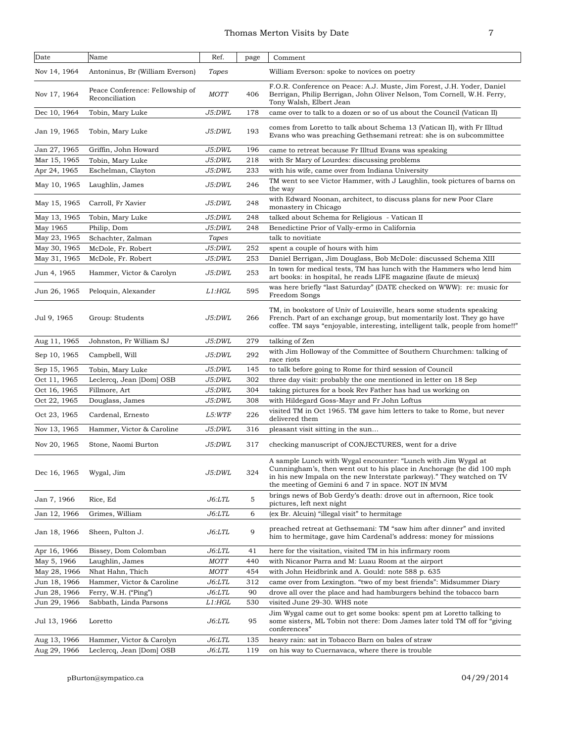| Date | Name | Ref. | page | Comment |
|---|---|---|---|---|
| Nov 14, 1964 | Antoninus, Br (William Everson) | *Tapes* | | William Everson: spoke to novices on poetry |
| Nov 17, 1964 | Peace Conference: Fellowship of Reconciliation | *MOTT* | 406 | F.O.R. Conference on Peace: A.J. Muste, Jim Forest, J.H. Yoder, Daniel Berrigan, Philip Berrigan, John Oliver Nelson, Tom Cornell, W.H. Ferry, Tony Walsh, Elbert Jean |
| Dec 10, 1964 | Tobin, Mary Luke | *J5:DWL* | 178 | came over to talk to a dozen or so of us about the Council (Vatican II) |
| Jan 19, 1965 | Tobin, Mary Luke | *J5:DWL* | 193 | comes from Loretto to talk about Schema 13 (Vatican II), with Fr Illtud Evans who was preaching Gethsemani retreat: she is on subcommittee |
| Jan 27, 1965 | Griffin, John Howard | *J5:DWL* | 196 | came to retreat because Fr Illtud Evans was speaking |
| Mar 15, 1965 | Tobin, Mary Luke | *J5:DWL* | 218 | with Sr Mary of Lourdes: discussing problems |
| Apr 24, 1965 | Eschelman, Clayton | *J5:DWL* | 233 | with his wife, came over from Indiana University |
| May 10, 1965 | Laughlin, James | *J5:DWL* | 246 | TM went to see Victor Hammer, with J Laughlin, took pictures of barns on the way |
| May 15, 1965 | Carroll, Fr Xavier | *J5:DWL* | 248 | with Edward Noonan, architect, to discuss plans for new Poor Clare monastery in Chicago |
| May 13, 1965 | Tobin, Mary Luke | *J5:DWL* | 248 | talked about Schema for Religious - Vatican II |
| May 1965 | Philip, Dom | *J5:DWL* | 248 | Benedictine Prior of Vally-ermo in California |
| May 23, 1965 | Schachter, Zalman | *Tapes* | | talk to novitiate |
| May 30, 1965 | McDole, Fr. Robert | *J5:DWL* | 252 | spent a couple of hours with him |
| May 31, 1965 | McDole, Fr. Robert | *J5:DWL* | 253 | Daniel Berrigan, Jim Douglass, Bob McDole: discussed Schema XIII |
| Jun 4, 1965 | Hammer, Victor & Carolyn | *J5:DWL* | 253 | In town for medical tests, TM has lunch with the Hammers who lend him art books: in hospital, he reads LIFE magazine (faute de mieux) |
| Jun 26, 1965 | Peloquin, Alexander | *L1:HGL* | 595 | was here briefly "last Saturday" (DATE checked on WWW): re: music for Freedom Songs |
| Jul 9, 1965 | Group: Students | *J5:DWL* | 266 | TM, in bookstore of Univ of Louisville, hears some students speaking French. Part of an exchange group, but momentarily lost. They go have coffee. TM says "enjoyable, interesting, intelligent talk, people from home!!" |
| Aug 11, 1965 | Johnston, Fr William SJ | *J5:DWL* | 279 | talking of Zen |
| Sep 10, 1965 | Campbell, Will | *J5:DWL* | 292 | with Jim Holloway of the Committee of Southern Churchmen: talking of race riots |
| Sep 15, 1965 | Tobin, Mary Luke | *J5:DWL* | 145 | to talk before going to Rome for third session of Council |
| Oct 11, 1965 | Leclercq, Jean [Dom] OSB | *J5:DWL* | 302 | three day visit: probably the one mentioned in letter on 18 Sep |
| Oct 16, 1965 | Fillmore, Art | *J5:DWL* | 304 | taking pictures for a book Rev Father has had us working on |
| Oct 22, 1965 | Douglass, James | *J5:DWL* | 308 | with Hildegard Goss-Mayr and Fr John Loftus |
| Oct 23, 1965 | Cardenal, Ernesto | *L5:WTF* | 226 | visited TM in Oct 1965. TM gave him letters to take to Rome, but never delivered them |
| Nov 13, 1965 | Hammer, Victor & Caroline | *J5:DWL* | 316 | pleasant visit sitting in the sun… |
| Nov 20, 1965 | Stone, Naomi Burton | *J5:DWL* | 317 | checking manuscript of CONJECTURES, went for a drive |
| Dec 16, 1965 | Wygal, Jim | *J5:DWL* | 324 | A sample Lunch with Wygal encounter: "Lunch with Jim Wygal at Cunningham's, then went out to his place in Anchorage (he did 100 mph in his new Impala on the new Interstate parkway)." They watched on TV the meeting of Gemini 6 and 7 in space. NOT IN MVM |
| Jan 7, 1966 | Rice, Ed | *J6:LTL* | 5 | brings news of Bob Gerdy's death: drove out in afternoon, Rice took pictures, left next night |
| Jan 12, 1966 | Grimes, William | *J6:LTL* | 6 | (ex Br. Alcuin) "illegal visit" to hermitage |
| Jan 18, 1966 | Sheen, Fulton J. | *J6:LTL* | 9 | preached retreat at Gethsemani: TM "saw him after dinner" and invited him to hermitage, gave him Cardenal's address: money for missions |
| Apr 16, 1966 | Bissey, Dom Colomban | *J6:LTL* | 41 | here for the visitation, visited TM in his infirmary room |
| May 5, 1966 | Laughlin, James | *MOTT* | 440 | with Nicanor Parra and M: Luau Room at the airport |
| May 28, 1966 | Nhat Hahn, Thich | *MOTT* | 454 | with John Heidbrink and A. Gould: note 588 p. 635 |
| Jun 18, 1966 | Hammer, Victor & Caroline | *J6:LTL* | 312 | came over from Lexington. "two of my best friends": Midsummer Diary |
| Jun 28, 1966 | Ferry, W.H. ("Ping") | *J6:LTL* | 90 | drove all over the place and had hamburgers behind the tobacco barn |
| Jun 29, 1966 | Sabbath, Linda Parsons | *L1:HGL* | 530 | visited June 29-30. WHS note |
| Jul 13, 1966 | Loretto | *J6:LTL* | 95 | Jim Wygal came out to get some books: spent pm at Loretto talking to some sisters, ML Tobin not there: Dom James later told TM off for "giving conferences" |
| Aug 13, 1966 | Hammer, Victor & Carolyn | *J6:LTL* | 135 | heavy rain: sat in Tobacco Barn on bales of straw |
| Aug 29, 1966 | Leclercq, Jean [Dom] OSB | *J6:LTL* | 119 | on his way to Cuernavaca, where there is trouble |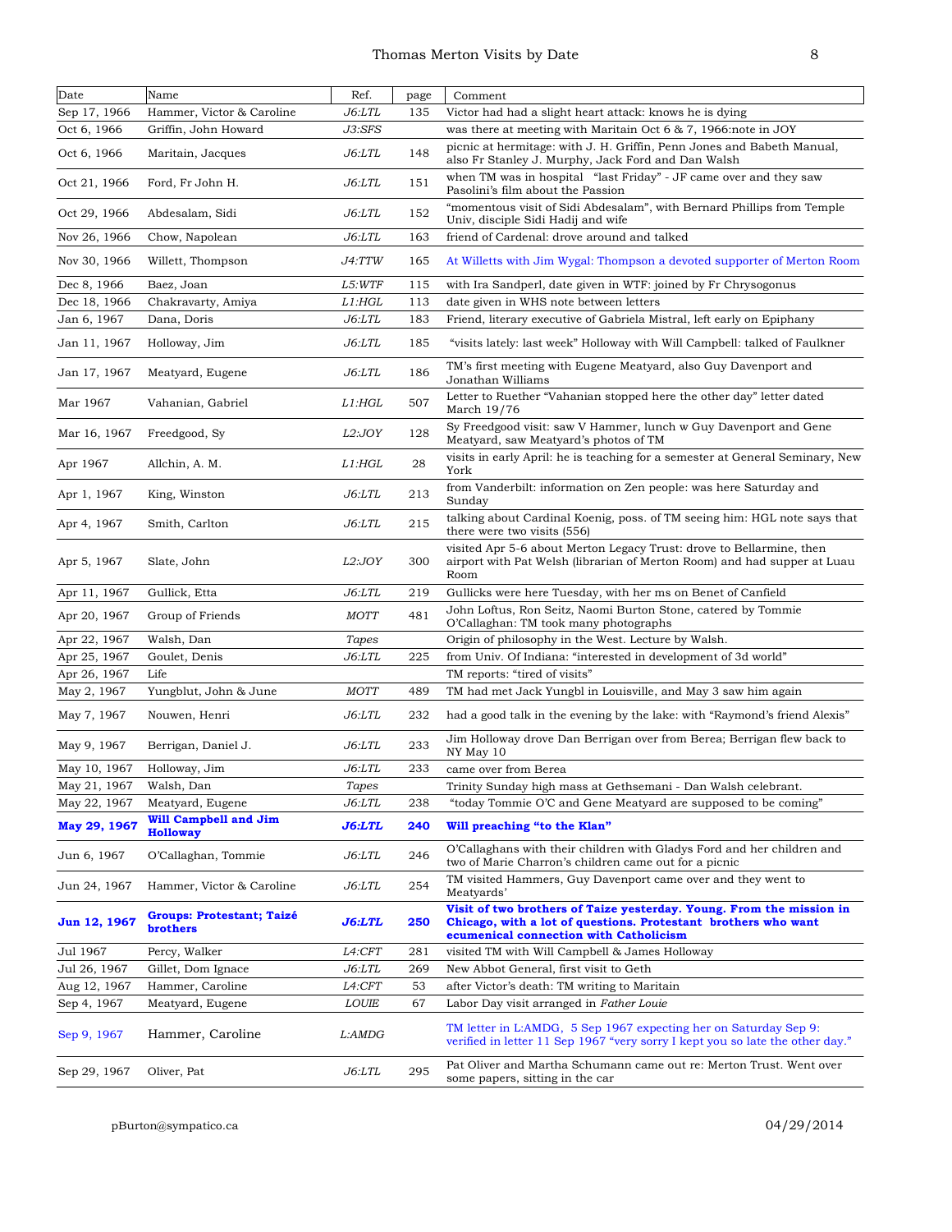| Date | Name | Ref. | page | Comment |
|---|---|---|---|---|
| Sep 17, 1966 | Hammer, Victor & Caroline | *J6:LTL* | 135 | Victor had had a slight heart attack: knows he is dying |
| Oct 6, 1966 | Griffin, John Howard | *J3:SFS* | | was there at meeting with Maritain Oct 6 & 7, 1966:note in JOY |
| Oct 6, 1966 | Maritain, Jacques | *J6:LTL* | 148 | picnic at hermitage: with J. H. Griffin, Penn Jones and Babeth Manual, also Fr Stanley J. Murphy, Jack Ford and Dan Walsh |
| Oct 21, 1966 | Ford, Fr John H. | *J6:LTL* | 151 | when TM was in hospital "last Friday" - JF came over and they saw Pasolini's film about the Passion |
| Oct 29, 1966 | Abdesalam, Sidi | *J6:LTL* | 152 | "momentous visit of Sidi Abdesalam", with Bernard Phillips from Temple Univ, disciple Sidi Hadij and wife |
| Nov 26, 1966 | Chow, Napolean | *J6:LTL* | 163 | friend of Cardenal: drove around and talked |
| Nov 30, 1966 | Willett, Thompson | *J4:TTW* | 165 | At Willetts with Jim Wygal: Thompson a devoted supporter of Merton Room |
| Dec 8, 1966 | Baez, Joan | *L5:WTF* | 115 | with Ira Sandperl, date given in WTF: joined by Fr Chrysogonus |
| Dec 18, 1966 | Chakravarty, Amiya | *L1:HGL* | 113 | date given in WHS note between letters |
| Jan 6, 1967 | Dana, Doris | *J6:LTL* | 183 | Friend, literary executive of Gabriela Mistral, left early on Epiphany |
| Jan 11, 1967 | Holloway, Jim | *J6:LTL* | 185 | "visits lately: last week" Holloway with Will Campbell: talked of Faulkner |
| Jan 17, 1967 | Meatyard, Eugene | *J6:LTL* | 186 | TM's first meeting with Eugene Meatyard, also Guy Davenport and Jonathan Williams |
| Mar 1967 | Vahanian, Gabriel | *L1:HGL* | 507 | Letter to Ruether "Vahanian stopped here the other day" letter dated March 19/76 |
| Mar 16, 1967 | Freedgood, Sy | *L2:JOY* | 128 | Sy Freedgood visit: saw V Hammer, lunch w Guy Davenport and Gene Meatyard, saw Meatyard's photos of TM |
| Apr 1967 | Allchin, A. M. | *L1:HGL* | 28 | visits in early April: he is teaching for a semester at General Seminary, New York |
| Apr 1, 1967 | King, Winston | *J6:LTL* | 213 | from Vanderbilt: information on Zen people: was here Saturday and Sunday |
| Apr 4, 1967 | Smith, Carlton | *J6:LTL* | 215 | talking about Cardinal Koenig, poss. of TM seeing him: HGL note says that there were two visits (556) |
| Apr 5, 1967 | Slate, John | *L2:JOY* | 300 | visited Apr 5-6 about Merton Legacy Trust: drove to Bellarmine, then airport with Pat Welsh (librarian of Merton Room) and had supper at Luau Room |
| Apr 11, 1967 | Gullick, Etta | *J6:LTL* | 219 | Gullicks were here Tuesday, with her ms on Benet of Canfield |
| Apr 20, 1967 | Group of Friends | *MOTT* | 481 | John Loftus, Ron Seitz, Naomi Burton Stone, catered by Tommie O'Callaghan: TM took many photographs |
| Apr 22, 1967 | Walsh, Dan | *Tapes* | | Origin of philosophy in the West. Lecture by Walsh. |
| Apr 25, 1967 | Goulet, Denis | *J6:LTL* | 225 | from Univ. Of Indiana: "interested in development of 3d world" |
| Apr 26, 1967 | Life | | | TM reports: "tired of visits" |
| May 2, 1967 | Yungblut, John & June | *MOTT* | 489 | TM had met Jack Yungbl in Louisville, and May 3 saw him again |
| May 7, 1967 | Nouwen, Henri | *J6:LTL* | 232 | had a good talk in the evening by the lake: with "Raymond's friend Alexis" |
| May 9, 1967 | Berrigan, Daniel J. | *J6:LTL* | 233 | Jim Holloway drove Dan Berrigan over from Berea; Berrigan flew back to NY May 10 |
| May 10, 1967 | Holloway, Jim | *J6:LTL* | 233 | came over from Berea |
| May 21, 1967 | Walsh, Dan | *Tapes* | | Trinity Sunday high mass at Gethsemani - Dan Walsh celebrant. |
| May 22, 1967 | Meatyard, Eugene | *J6:LTL* | 238 | "today Tommie O'C and Gene Meatyard are supposed to be coming" |
| **May 29, 1967** | **Will Campbell and Jim Holloway** | ***J6:LTL*** | **240** | **Will preaching "to the Klan"** |
| Jun 6, 1967 | O'Callaghan, Tommie | *J6:LTL* | 246 | O'Callaghans with their children with Gladys Ford and her children and two of Marie Charron's children came out for a picnic |
| Jun 24, 1967 | Hammer, Victor & Caroline | *J6:LTL* | 254 | TM visited Hammers, Guy Davenport came over and they went to Meatyards' |
| **Jun 12, 1967** | **Groups: Protestant; Taizé brothers** | ***J6:LTL*** | **250** | **Visit of two brothers of Taize yesterday. Young. From the mission in Chicago, with a lot of questions. Protestant brothers who want ecumenical connection with Catholicism** |
| Jul 1967 | Percy, Walker | *L4:CFT* | 281 | visited TM with Will Campbell & James Holloway |
| Jul 26, 1967 | Gillet, Dom Ignace | *J6:LTL* | 269 | New Abbot General, first visit to Geth |
| Aug 12, 1967 | Hammer, Caroline | *L4:CFT* | 53 | after Victor's death: TM writing to Maritain |
| Sep 4, 1967 | Meatyard, Eugene | *LOUIE* | 67 | Labor Day visit arranged in *Father Louie* |
| Sep 9, 1967 | Hammer, Caroline | *L:AMDG* | | TM letter in L:AMDG, 5 Sep 1967 expecting her on Saturday Sep 9: verified in letter 11 Sep 1967 "very sorry I kept you so late the other day." |
| Sep 29, 1967 | Oliver, Pat | *J6:LTL* | 295 | Pat Oliver and Martha Schumann came out re: Merton Trust. Went over some papers, sitting in the car |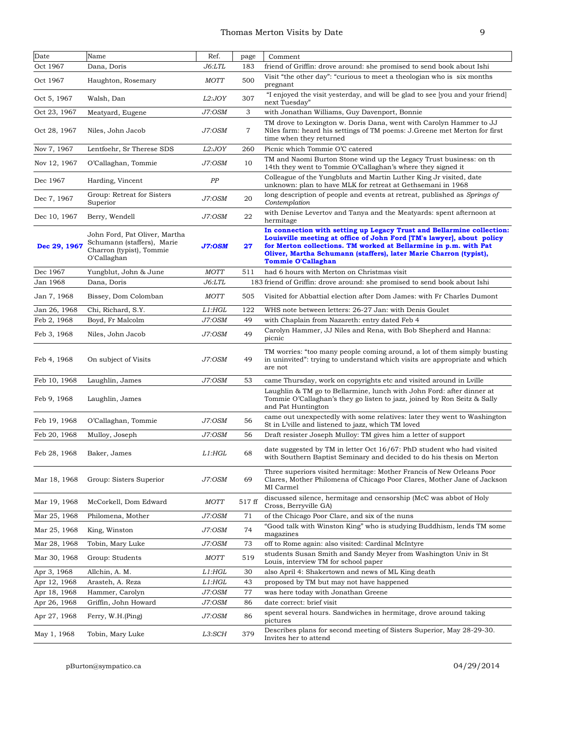| Date | Name | Ref. | page | Comment |
|---|---|---|---|---|
| Oct 1967 | Dana, Doris | *J6:LTL* | 183 | friend of Griffin: drove around: she promised to send book about Ishi |
| Oct 1967 | Haughton, Rosemary | *MOTT* | 500 | Visit "the other day": "curious to meet a theologian who is six months pregnant |
| Oct 5, 1967 | Walsh, Dan | *L2:JOY* | 307 | "I enjoyed the visit yesterday, and will be glad to see [you and your friend] next Tuesday" |
| Oct 23, 1967 | Meatyard, Eugene | *J7:OSM* | 3 | with Jonathan Williams, Guy Davenport, Bonnie |
| Oct 28, 1967 | Niles, John Jacob | *J7:OSM* | 7 | TM drove to Lexington w. Doris Dana, went with Carolyn Hammer to JJ Niles farm: heard his settings of TM poems: J.Greene met Merton for first time when they returned |
| Nov 7, 1967 | Lentfoehr, Sr Therese SDS | *L2:JOY* | 260 | Picnic which Tommie O'C catered |
| Nov 12, 1967 | O'Callaghan, Tommie | *J7:OSM* | 10 | TM and Naomi Burton Stone wind up the Legacy Trust business: on th 14th they went to Tommie O'Callaghan's where they signed it |
| Dec 1967 | Harding, Vincent | *PP* | | Colleague of the Yungbluts and Martin Luther King Jr visited, date unknown: plan to have MLK for retreat at Gethsemani in 1968 |
| Dec 7, 1967 | Group: Retreat for Sisters Superior | *J7:OSM* | 20 | long description of people and events at retreat, published as *Springs of Contemplation* |
| Dec 10, 1967 | Berry, Wendell | *J7:OSM* | 22 | with Denise Levertov and Tanya and the Meatyards: spent afternoon at hermitage |
| **Dec 29, 1967** | John Ford, Pat Oliver, Martha Schumann (staffers), Marie Charron (typist), Tommie O'Callaghan | ***J7:OSM*** | **27** | **In connection with setting up Legacy Trust and Bellarmine collection: Louisville meeting at office of John Ford [TM's lawyer], about policy for Merton collections. TM worked at Bellarmine in p.m. with Pat Oliver, Martha Schumann (staffers), later Marie Charron (typist), Tommie O'Callaghan** |
| Dec 1967 | Yungblut, John & June | *MOTT* | 511 | had 6 hours with Merton on Christmas visit |
| Jan 1968 | Dana, Doris | *J6:LTL* | 183 | friend of Griffin: drove around: she promised to send book about Ishi |
| Jan 7, 1968 | Bissey, Dom Colomban | *MOTT* | 505 | Visited for Abbattial election after Dom James: with Fr Charles Dumont |
| Jan 26, 1968 | Chi, Richard, S.Y. | *L1:HGL* | 122 | WHS note between letters: 26-27 Jan: with Denis Goulet |
| Feb 2, 1968 | Boyd, Fr Malcolm | *J7:OSM* | 49 | with Chaplain from Nazareth: entry dated Feb 4 |
| Feb 3, 1968 | Niles, John Jacob | *J7:OSM* | 49 | Carolyn Hammer, JJ Niles and Rena, with Bob Shepherd and Hanna: picnic |
| Feb 4, 1968 | On subject of Visits | *J7:OSM* | 49 | TM worries: "too many people coming around, a lot of them simply busting in uninvited": trying to understand which visits are appropriate and which are not |
| Feb 10, 1968 | Laughlin, James | *J7:OSM* | 53 | came Thursday, work on copyrights etc and visited around in Lville |
| Feb 9, 1968 | Laughlin, James | | | Laughlin & TM go to Bellarmine, lunch with John Ford: after dinner at Tommie O'Callaghan's they go listen to jazz, joined by Ron Seitz & Sally and Pat Huntington |
| Feb 19, 1968 | O'Callaghan, Tommie | *J7:OSM* | 56 | came out unexpectedly with some relatives: later they went to Washington St in L'ville and listened to jazz, which TM loved |
| Feb 20, 1968 | Mulloy, Joseph | *J7:OSM* | 56 | Draft resister Joseph Mulloy: TM gives him a letter of support |
| Feb 28, 1968 | Baker, James | *L1:HGL* | 68 | date suggested by TM in letter Oct 16/67: PhD student who had visited with Southern Baptist Seminary and decided to do his thesis on Merton |
| Mar 18, 1968 | Group: Sisters Superior | *J7:OSM* | 69 | Three superiors visited hermitage: Mother Francis of New Orleans Poor Clares, Mother Philomena of Chicago Poor Clares, Mother Jane of Jackson MI Carmel |
| Mar 19, 1968 | McCorkell, Dom Edward | *MOTT* | 517 ff | discussed silence, hermitage and censorship (McC was abbot of Holy Cross, Berryville GA) |
| Mar 25, 1968 | Philomena, Mother | *J7:OSM* | 71 | of the Chicago Poor Clare, and six of the nuns |
| Mar 25, 1968 | King, Winston | *J7:OSM* | 74 | "Good talk with Winston King" who is studying Buddhism, lends TM some magazines |
| Mar 28, 1968 | Tobin, Mary Luke | *J7:OSM* | 73 | off to Rome again: also visited: Cardinal McIntyre |
| Mar 30, 1968 | Group: Students | *MOTT* | 519 | students Susan Smith and Sandy Meyer from Washington Univ in St Louis, interview TM for school paper |
| Apr 3, 1968 | Allchin, A. M. | *L1:HGL* | 30 | also April 4: Shakertown and news of ML King death |
| Apr 12, 1968 | Arasteh, A. Reza | *L1:HGL* | 43 | proposed by TM but may not have happened |
| Apr 18, 1968 | Hammer, Carolyn | *J7:OSM* | 77 | was here today with Jonathan Greene |
| Apr 26, 1968 | Griffin, John Howard | *J7:OSM* | 86 | date correct: brief visit |
| Apr 27, 1968 | Ferry, W.H.(Ping) | *J7:OSM* | 86 | spent several hours. Sandwiches in hermitage, drove around taking pictures |
| May 1, 1968 | Tobin, Mary Luke | *L3:SCH* | 379 | Describes plans for second meeting of Sisters Superior, May 28-29-30. Invites her to attend |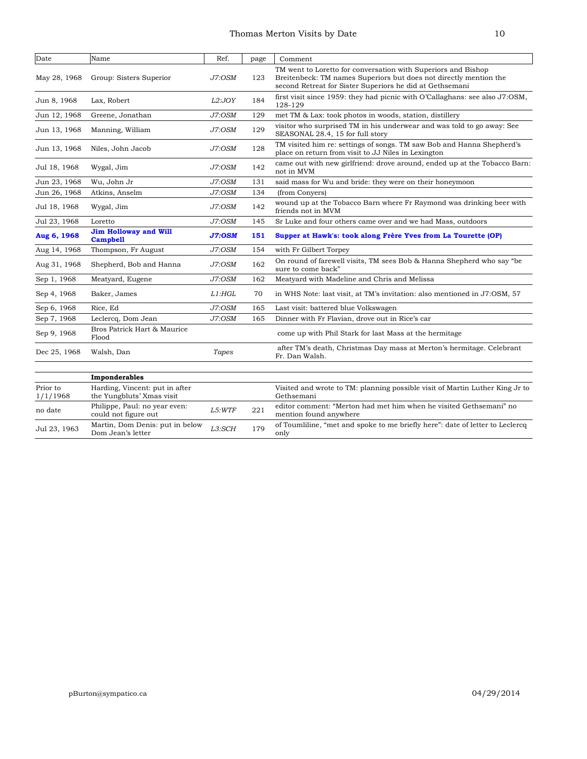| Date | Name | Ref. | page | Comment |
|---|---|---|---|---|
| May 28, 1968 | Group: Sisters Superior | *J7:OSM* | 123 | TM went to Loretto for conversation with Superiors and Bishop Breitenbeck: TM names Superiors but does not directly mention the second Retreat for Sister Superiors he did at Gethsemani |
| Jun 8, 1968 | Lax, Robert | *L2:JOY* | 184 | first visit since 1959: they had picnic with O'Callaghans: see also J7:OSM, 128-129 |
| Jun 12, 1968 | Greene, Jonathan | *J7:OSM* | 129 | met TM & Lax: took photos in woods, station, distillery |
| Jun 13, 1968 | Manning, William | *J7:OSM* | 129 | visitor who surprised TM in his underwear and was told to go away: See SEASONAL 28.4, 15 for full story |
| Jun 13, 1968 | Niles, John Jacob | *J7:OSM* | 128 | TM visited him re: settings of songs. TM saw Bob and Hanna Shepherd's place on return from visit to JJ Niles in Lexington |
| Jul 18, 1968 | Wygal, Jim | *J7:OSM* | 142 | came out with new girlfriend: drove around, ended up at the Tobacco Barn: not in MVM |
| Jun 23, 1968 | Wu, John Jr | *J7:OSM* | 131 | said mass for Wu and bride: they were on their honeymoon |
| Jun 26, 1968 | Atkins, Anselm | *J7:OSM* | 134 | (from Conyers) |
| Jul 18, 1968 | Wygal, Jim | *J7:OSM* | 142 | wound up at the Tobacco Barn where Fr Raymond was drinking beer with friends not in MVM |
| Jul 23, 1968 | Loretto | *J7:OSM* | 145 | Sr Luke and four others came over and we had Mass, outdoors |
| **Aug 6, 1968** | **Jim Holloway and Will Campbell** | ***J7:OSM*** | **151** | **Supper at Hawk's: took along Frère Yves from La Tourette (OP)** |
| Aug 14, 1968 | Thompson, Fr August | *J7:OSM* | 154 | with Fr Gilbert Torpey |
| Aug 31, 1968 | Shepherd, Bob and Hanna | *J7:OSM* | 162 | On round of farewell visits, TM sees Bob & Hanna Shepherd who say "be sure to come back" |
| Sep 1, 1968 | Meatyard, Eugene | *J7:OSM* | 162 | Meatyard with Madeline and Chris and Melissa |
| Sep 4, 1968 | Baker, James | *L1:HGL* | 70 | in WHS Note: last visit, at TM's invitation: also mentioned in J7:OSM, 57 |
| Sep 6, 1968 | Rice, Ed | *J7:OSM* | 165 | Last visit: battered blue Volkswagen |
| Sep 7, 1968 | Leclercq, Dom Jean | *J7:OSM* | 165 | Dinner with Fr Flavian, drove out in Rice's car |
| Sep 9, 1968 | Bros Patrick Hart & Maurice Flood | | | come up with Phil Stark for last Mass at the hermitage |
| Dec 25, 1968 | Walsh, Dan | *Tapes* | | after TM's death, Christmas Day mass at Merton's hermitage. Celebrant Fr. Dan Walsh. |

| | | | | |
|---|---|---|---|---|
| | **Imponderables** | | | |
| Prior to 1/1/1968 | Harding, Vincent: put in after the Yungbluts' Xmas visit | | | Visited and wrote to TM: planning possible visit of Martin Luther King Jr to Gethsemani |
| no date | Philippe, Paul: no year even: could not figure out | *L5:WTF* | 221 | editor comment: "Merton had met him when he visited Gethsemani" no mention found anywhere |
| Jul 23, 1963 | Martin, Dom Denis: put in below Dom Jean's letter | *L3:SCH* | 179 | of Toumliline, "met and spoke to me briefly here": date of letter to Leclercq only |